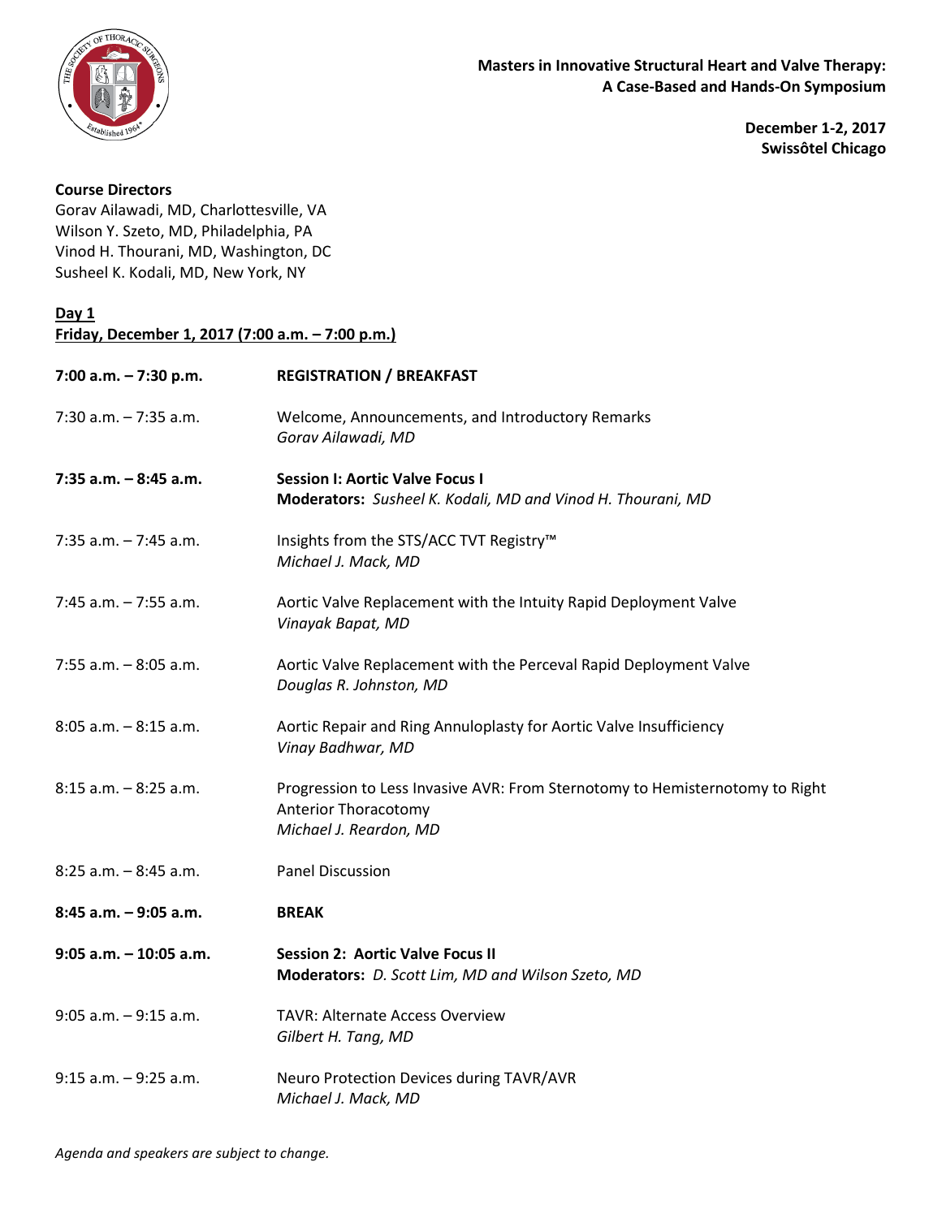**Masters in Innovative Structural Heart and Valve Therapy: A Case-Based and Hands-On Symposium**

**December 1-2, 2017**
**Swissôtel Chicago**

**Course Directors**
Gorav Ailawadi, MD, Charlottesville, VA
Wilson Y. Szeto, MD, Philadelphia, PA
Vinod H. Thourani, MD, Washington, DC
Susheel K. Kodali, MD, New York, NY

**Day 1**
**Friday, December 1, 2017 (7:00 a.m. – 7:00 p.m.)**

| | |
|---|---|
| **7:00 a.m. – 7:30 p.m.** | **REGISTRATION / BREAKFAST** |
| 7:30 a.m. – 7:35 a.m. | Welcome, Announcements, and Introductory Remarks<br>*Gorav Ailawadi, MD* |
| **7:35 a.m. – 8:45 a.m.** | **Session I: Aortic Valve Focus I**<br>**Moderators:** *Susheel K. Kodali, MD and Vinod H. Thourani, MD* |
| 7:35 a.m. – 7:45 a.m. | Insights from the STS/ACC TVT Registry™<br>*Michael J. Mack, MD* |
| 7:45 a.m. – 7:55 a.m. | Aortic Valve Replacement with the Intuity Rapid Deployment Valve<br>*Vinayak Bapat, MD* |
| 7:55 a.m. – 8:05 a.m. | Aortic Valve Replacement with the Perceval Rapid Deployment Valve<br>*Douglas R. Johnston, MD* |
| 8:05 a.m. – 8:15 a.m. | Aortic Repair and Ring Annuloplasty for Aortic Valve Insufficiency<br>*Vinay Badhwar, MD* |
| 8:15 a.m. – 8:25 a.m. | Progression to Less Invasive AVR: From Sternotomy to Hemisternotomy to Right Anterior Thoracotomy<br>*Michael J. Reardon, MD* |
| 8:25 a.m. – 8:45 a.m. | Panel Discussion |
| **8:45 a.m. – 9:05 a.m.** | **BREAK** |
| **9:05 a.m. – 10:05 a.m.** | **Session 2: Aortic Valve Focus II**<br>**Moderators:** *D. Scott Lim, MD and Wilson Szeto, MD* |
| 9:05 a.m. – 9:15 a.m. | TAVR: Alternate Access Overview<br>*Gilbert H. Tang, MD* |
| 9:15 a.m. – 9:25 a.m. | Neuro Protection Devices during TAVR/AVR<br>*Michael J. Mack, MD* |

*Agenda and speakers are subject to change.*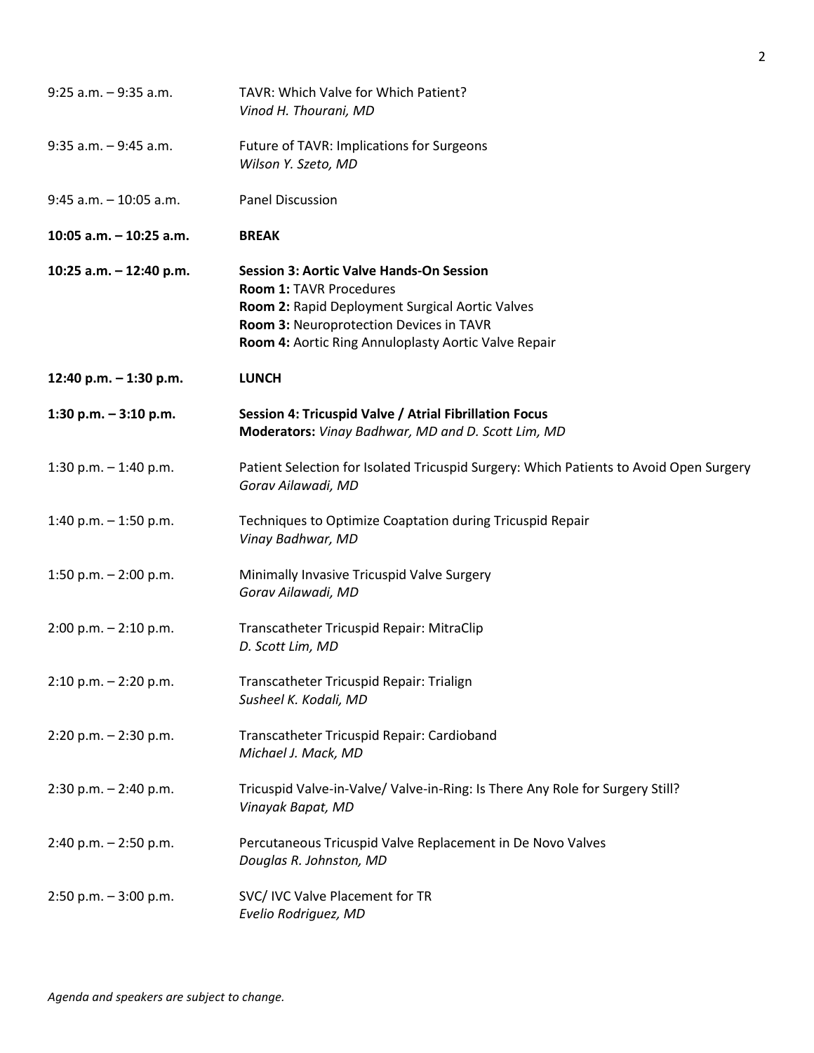| | |
|---|---|
| 9:25 a.m. – 9:35 a.m. | TAVR: Which Valve for Which Patient?<br>*Vinod H. Thourani, MD* |
| 9:35 a.m. – 9:45 a.m. | Future of TAVR: Implications for Surgeons<br>*Wilson Y. Szeto, MD* |
| 9:45 a.m. – 10:05 a.m. | Panel Discussion |
| **10:05 a.m. – 10:25 a.m.** | **BREAK** |
| **10:25 a.m. – 12:40 p.m.** | **Session 3: Aortic Valve Hands-On Session**<br>**Room 1:** TAVR Procedures<br>**Room 2:** Rapid Deployment Surgical Aortic Valves<br>**Room 3:** Neuroprotection Devices in TAVR<br>**Room 4:** Aortic Ring Annuloplasty Aortic Valve Repair |
| **12:40 p.m. – 1:30 p.m.** | **LUNCH** |
| **1:30 p.m. – 3:10 p.m.** | **Session 4: Tricuspid Valve / Atrial Fibrillation Focus**<br>**Moderators:** *Vinay Badhwar, MD and D. Scott Lim, MD* |
| 1:30 p.m. – 1:40 p.m. | Patient Selection for Isolated Tricuspid Surgery: Which Patients to Avoid Open Surgery<br>*Gorav Ailawadi, MD* |
| 1:40 p.m. – 1:50 p.m. | Techniques to Optimize Coaptation during Tricuspid Repair<br>*Vinay Badhwar, MD* |
| 1:50 p.m. – 2:00 p.m. | Minimally Invasive Tricuspid Valve Surgery<br>*Gorav Ailawadi, MD* |
| 2:00 p.m. – 2:10 p.m. | Transcatheter Tricuspid Repair: MitraClip<br>*D. Scott Lim, MD* |
| 2:10 p.m. – 2:20 p.m. | Transcatheter Tricuspid Repair: Trialign<br>*Susheel K. Kodali, MD* |
| 2:20 p.m. – 2:30 p.m. | Transcatheter Tricuspid Repair: Cardioband<br>*Michael J. Mack, MD* |
| 2:30 p.m. – 2:40 p.m. | Tricuspid Valve-in-Valve/ Valve-in-Ring: Is There Any Role for Surgery Still?<br>*Vinayak Bapat, MD* |
| 2:40 p.m. – 2:50 p.m. | Percutaneous Tricuspid Valve Replacement in De Novo Valves<br>*Douglas R. Johnston, MD* |
| 2:50 p.m. – 3:00 p.m. | SVC/ IVC Valve Placement for TR<br>*Evelio Rodriguez, MD* |

*Agenda and speakers are subject to change.*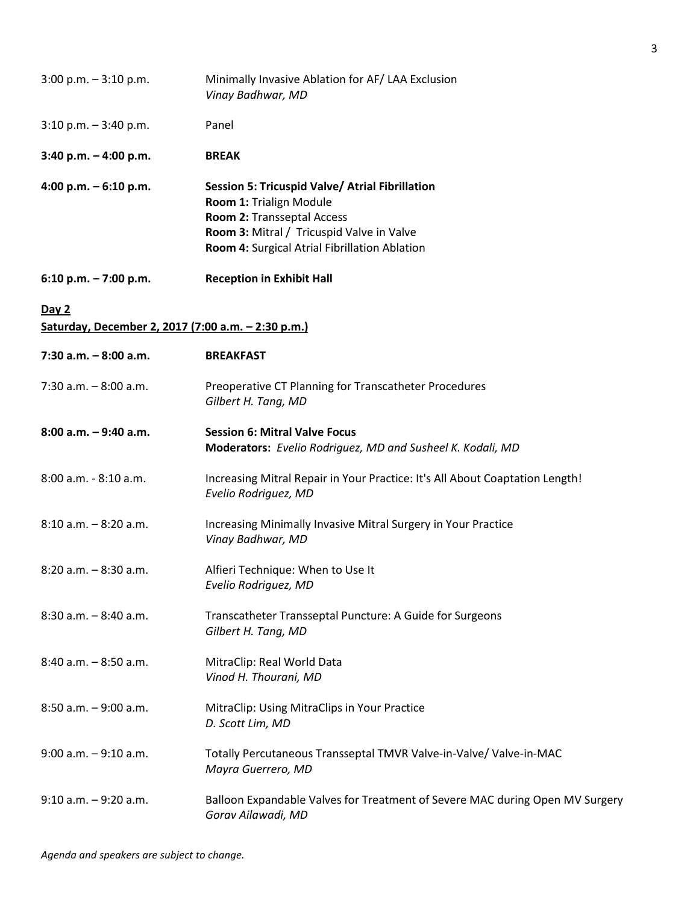| | |
|---|---|
| 3:00 p.m. – 3:10 p.m. | Minimally Invasive Ablation for AF/ LAA Exclusion<br>*Vinay Badhwar, MD* |
| 3:10 p.m. – 3:40 p.m. | Panel |
| **3:40 p.m. – 4:00 p.m.** | **BREAK** |
| **4:00 p.m. – 6:10 p.m.** | **Session 5: Tricuspid Valve/ Atrial Fibrillation**<br>**Room 1:** Trialign Module<br>**Room 2:** Transseptal Access<br>**Room 3:** Mitral / Tricuspid Valve in Valve<br>**Room 4:** Surgical Atrial Fibrillation Ablation |
| **6:10 p.m. – 7:00 p.m.** | **Reception in Exhibit Hall** |

**Day 2**

**Saturday, December 2, 2017 (7:00 a.m. – 2:30 p.m.)**

| | |
|---|---|
| **7:30 a.m. – 8:00 a.m.** | **BREAKFAST** |
| 7:30 a.m. – 8:00 a.m. | Preoperative CT Planning for Transcatheter Procedures<br>*Gilbert H. Tang, MD* |
| **8:00 a.m. – 9:40 a.m.** | **Session 6: Mitral Valve Focus**<br>**Moderators:** *Evelio Rodriguez, MD and Susheel K. Kodali, MD* |
| 8:00 a.m. - 8:10 a.m. | Increasing Mitral Repair in Your Practice: It's All About Coaptation Length!<br>*Evelio Rodriguez, MD* |
| 8:10 a.m. – 8:20 a.m. | Increasing Minimally Invasive Mitral Surgery in Your Practice<br>*Vinay Badhwar, MD* |
| 8:20 a.m. – 8:30 a.m. | Alfieri Technique: When to Use It<br>*Evelio Rodriguez, MD* |
| 8:30 a.m. – 8:40 a.m. | Transcatheter Transseptal Puncture: A Guide for Surgeons<br>*Gilbert H. Tang, MD* |
| 8:40 a.m. – 8:50 a.m. | MitraClip: Real World Data<br>*Vinod H. Thourani, MD* |
| 8:50 a.m. – 9:00 a.m. | MitraClip: Using MitraClips in Your Practice<br>*D. Scott Lim, MD* |
| 9:00 a.m. – 9:10 a.m. | Totally Percutaneous Transseptal TMVR Valve-in-Valve/ Valve-in-MAC<br>*Mayra Guerrero, MD* |
| 9:10 a.m. – 9:20 a.m. | Balloon Expandable Valves for Treatment of Severe MAC during Open MV Surgery<br>*Gorav Ailawadi, MD* |

*Agenda and speakers are subject to change.*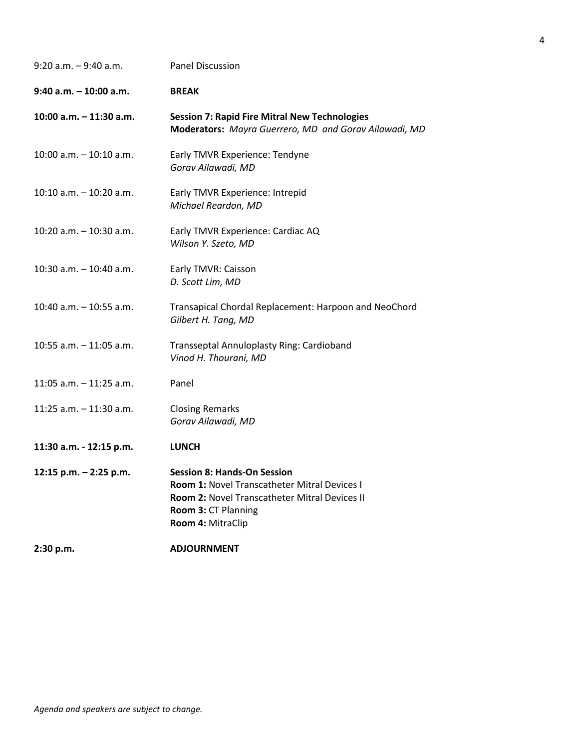| | |
|---|---|
| 9:20 a.m. – 9:40 a.m. | Panel Discussion |
| **9:40 a.m. – 10:00 a.m.** | **BREAK** |
| **10:00 a.m. – 11:30 a.m.** | **Session 7: Rapid Fire Mitral New Technologies**<br>**Moderators:** *Mayra Guerrero, MD and Gorav Ailawadi, MD* |
| 10:00 a.m. – 10:10 a.m. | Early TMVR Experience: Tendyne<br>*Gorav Ailawadi, MD* |
| 10:10 a.m. – 10:20 a.m. | Early TMVR Experience: Intrepid<br>*Michael Reardon, MD* |
| 10:20 a.m. – 10:30 a.m. | Early TMVR Experience: Cardiac AQ<br>*Wilson Y. Szeto, MD* |
| 10:30 a.m. – 10:40 a.m. | Early TMVR: Caisson<br>*D. Scott Lim, MD* |
| 10:40 a.m. – 10:55 a.m. | Transapical Chordal Replacement: Harpoon and NeoChord<br>*Gilbert H. Tang, MD* |
| 10:55 a.m. – 11:05 a.m. | Transseptal Annuloplasty Ring: Cardioband<br>*Vinod H. Thourani, MD* |
| 11:05 a.m. – 11:25 a.m. | Panel |
| 11:25 a.m. – 11:30 a.m. | Closing Remarks<br>*Gorav Ailawadi, MD* |
| **11:30 a.m. - 12:15 p.m.** | **LUNCH** |
| **12:15 p.m. – 2:25 p.m.** | **Session 8: Hands-On Session**<br>**Room 1:** Novel Transcatheter Mitral Devices I<br>**Room 2:** Novel Transcatheter Mitral Devices II<br>**Room 3:** CT Planning<br>**Room 4:** MitraClip |
| **2:30 p.m.** | **ADJOURNMENT** |

*Agenda and speakers are subject to change.*